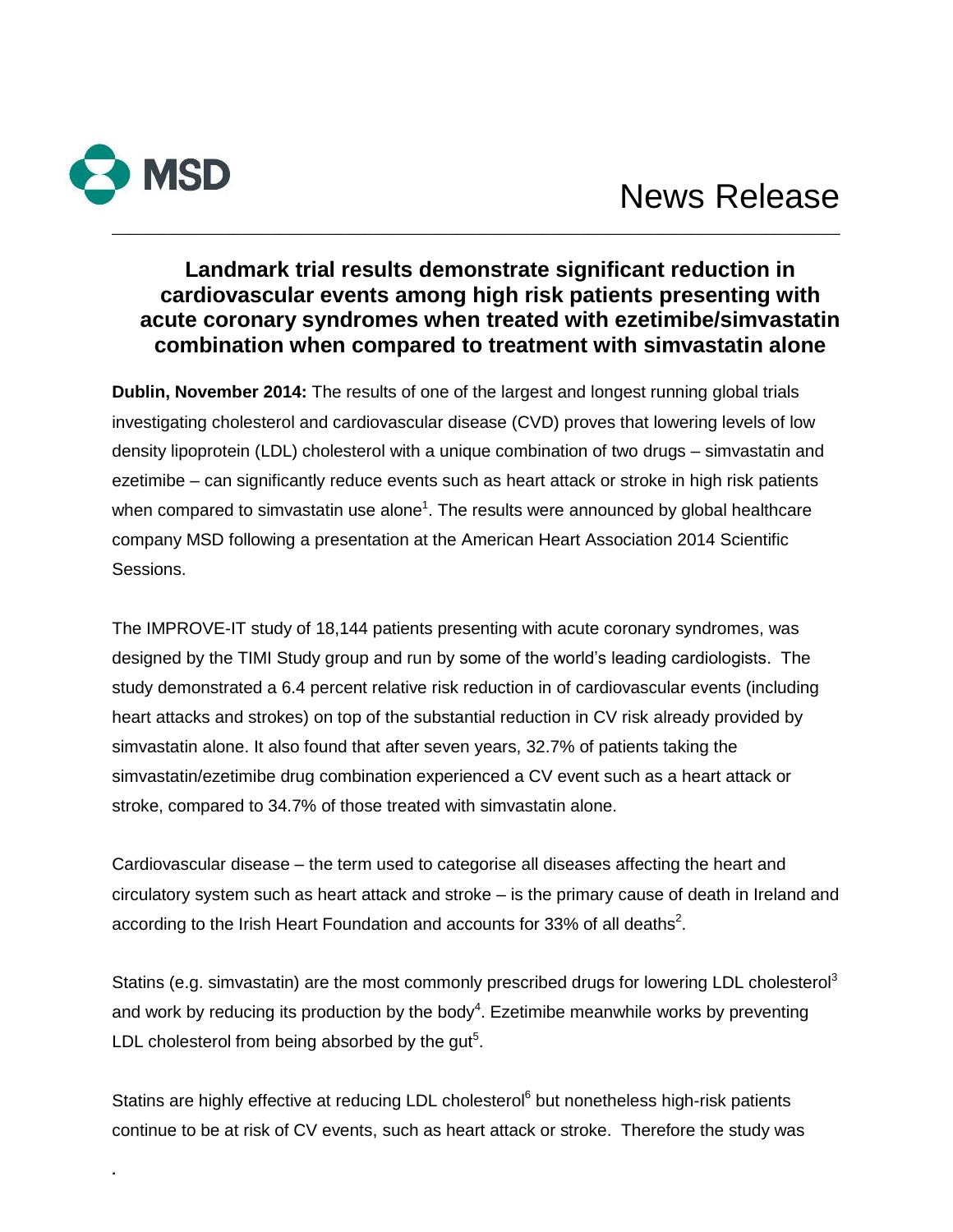MSD

News Release

# Landmark trial results demonstrate significant reduction in cardiovascular events among high risk patients presenting with acute coronary syndromes when treated with ezetimibe/simvastatin combination when compared to treatment with simvastatin alone

**Dublin, November 2014:** The results of one of the largest and longest running global trials investigating cholesterol and cardiovascular disease (CVD) proves that lowering levels of low density lipoprotein (LDL) cholesterol with a unique combination of two drugs – simvastatin and ezetimibe – can significantly reduce events such as heart attack or stroke in high risk patients when compared to simvastatin use alone[1]. The results were announced by global healthcare company MSD following a presentation at the American Heart Association 2014 Scientific Sessions.

The IMPROVE-IT study of 18,144 patients presenting with acute coronary syndromes, was designed by the TIMI Study group and run by some of the world's leading cardiologists. The study demonstrated a 6.4 percent relative risk reduction in of cardiovascular events (including heart attacks and strokes) on top of the substantial reduction in CV risk already provided by simvastatin alone. It also found that after seven years, 32.7% of patients taking the simvastatin/ezetimibe drug combination experienced a CV event such as a heart attack or stroke, compared to 34.7% of those treated with simvastatin alone.

Cardiovascular disease – the term used to categorise all diseases affecting the heart and circulatory system such as heart attack and stroke – is the primary cause of death in Ireland and according to the Irish Heart Foundation and accounts for 33% of all deaths[2].

Statins (e.g. simvastatin) are the most commonly prescribed drugs for lowering LDL cholesterol[3] and work by reducing its production by the body[4]. Ezetimibe meanwhile works by preventing LDL cholesterol from being absorbed by the gut[5].

Statins are highly effective at reducing LDL cholesterol[6] but nonetheless high-risk patients continue to be at risk of CV events, such as heart attack or stroke. Therefore the study was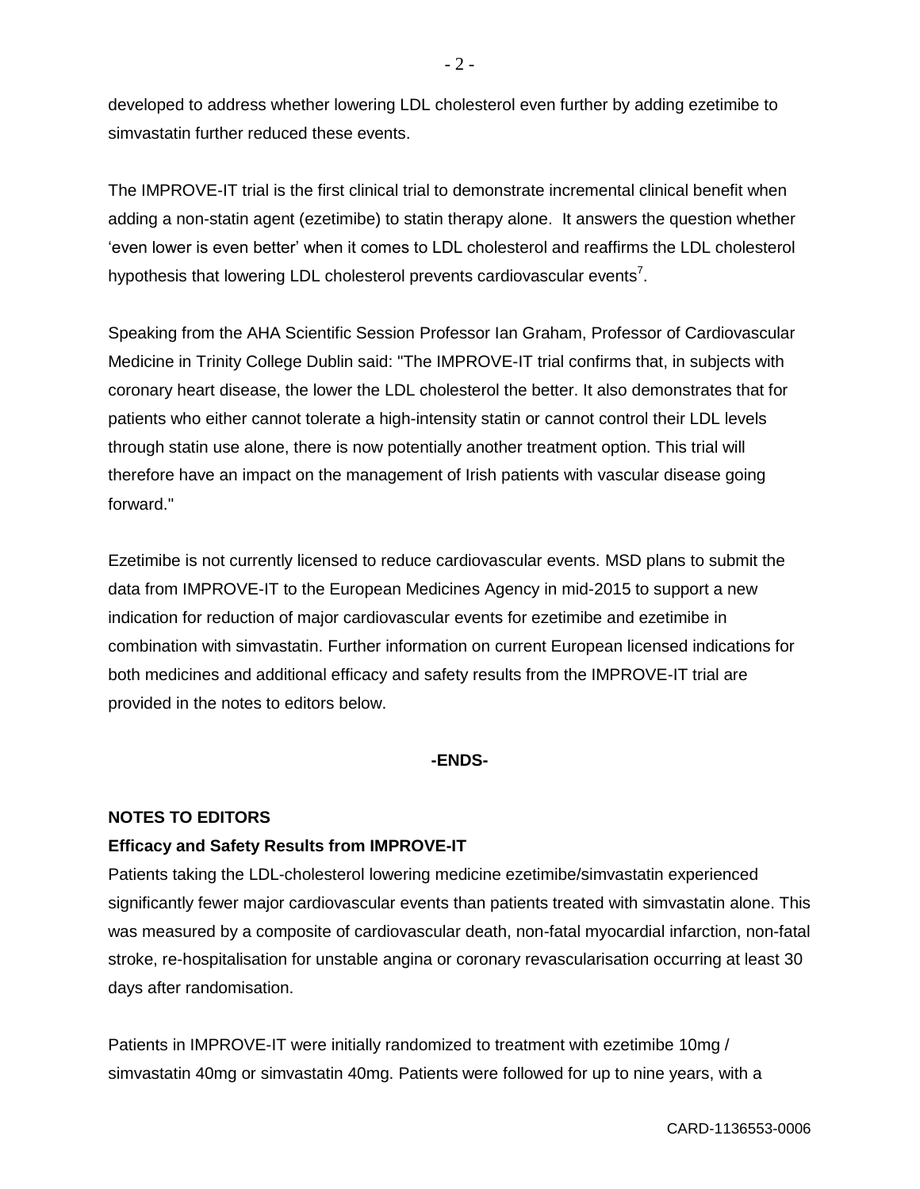developed to address whether lowering LDL cholesterol even further by adding ezetimibe to simvastatin further reduced these events.

The IMPROVE-IT trial is the first clinical trial to demonstrate incremental clinical benefit when adding a non-statin agent (ezetimibe) to statin therapy alone. It answers the question whether 'even lower is even better' when it comes to LDL cholesterol and reaffirms the LDL cholesterol hypothesis that lowering LDL cholesterol prevents cardiovascular events[7].

Speaking from the AHA Scientific Session Professor Ian Graham, Professor of Cardiovascular Medicine in Trinity College Dublin said: "The IMPROVE-IT trial confirms that, in subjects with coronary heart disease, the lower the LDL cholesterol the better. It also demonstrates that for patients who either cannot tolerate a high-intensity statin or cannot control their LDL levels through statin use alone, there is now potentially another treatment option. This trial will therefore have an impact on the management of Irish patients with vascular disease going forward."

Ezetimibe is not currently licensed to reduce cardiovascular events. MSD plans to submit the data from IMPROVE-IT to the European Medicines Agency in mid-2015 to support a new indication for reduction of major cardiovascular events for ezetimibe and ezetimibe in combination with simvastatin. Further information on current European licensed indications for both medicines and additional efficacy and safety results from the IMPROVE-IT trial are provided in the notes to editors below.

**-ENDS-**

## NOTES TO EDITORS

### Efficacy and Safety Results from IMPROVE-IT

Patients taking the LDL-cholesterol lowering medicine ezetimibe/simvastatin experienced significantly fewer major cardiovascular events than patients treated with simvastatin alone. This was measured by a composite of cardiovascular death, non-fatal myocardial infarction, non-fatal stroke, re-hospitalisation for unstable angina or coronary revascularisation occurring at least 30 days after randomisation.

Patients in IMPROVE-IT were initially randomized to treatment with ezetimibe 10mg / simvastatin 40mg or simvastatin 40mg. Patients were followed for up to nine years, with a

CARD-1136553-0006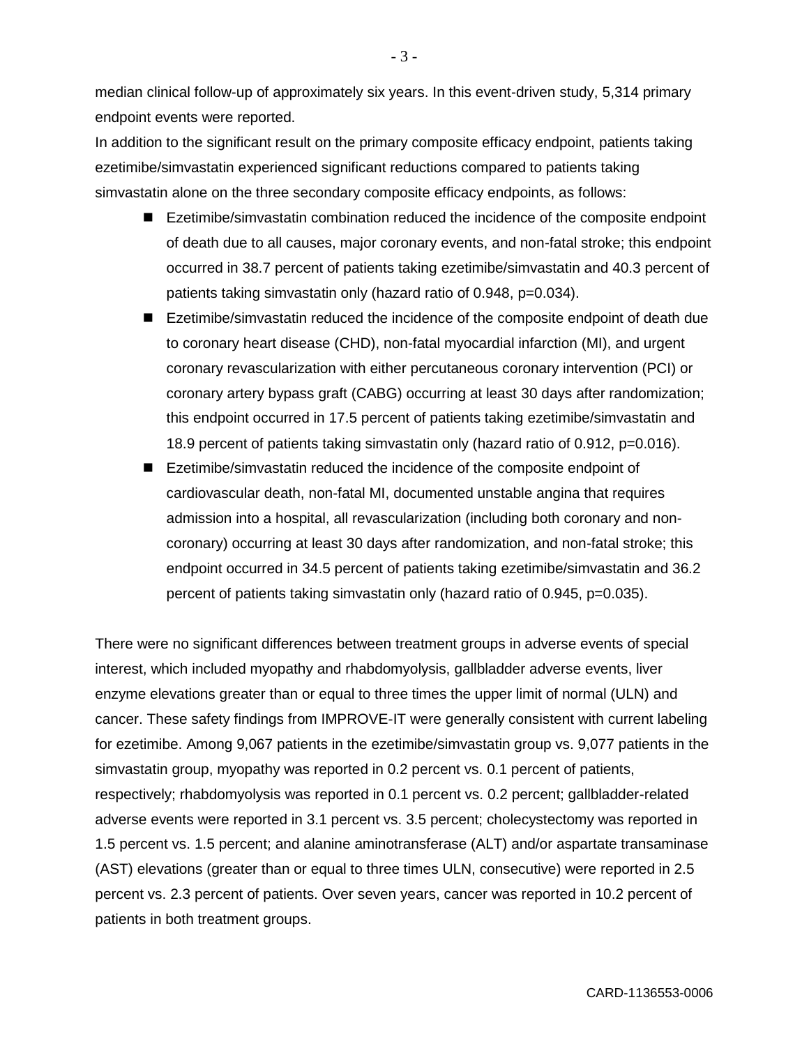median clinical follow-up of approximately six years. In this event-driven study, 5,314 primary endpoint events were reported.

In addition to the significant result on the primary composite efficacy endpoint, patients taking ezetimibe/simvastatin experienced significant reductions compared to patients taking simvastatin alone on the three secondary composite efficacy endpoints, as follows:

- Ezetimibe/simvastatin combination reduced the incidence of the composite endpoint of death due to all causes, major coronary events, and non-fatal stroke; this endpoint occurred in 38.7 percent of patients taking ezetimibe/simvastatin and 40.3 percent of patients taking simvastatin only (hazard ratio of 0.948, p=0.034).
- Ezetimibe/simvastatin reduced the incidence of the composite endpoint of death due to coronary heart disease (CHD), non-fatal myocardial infarction (MI), and urgent coronary revascularization with either percutaneous coronary intervention (PCI) or coronary artery bypass graft (CABG) occurring at least 30 days after randomization; this endpoint occurred in 17.5 percent of patients taking ezetimibe/simvastatin and 18.9 percent of patients taking simvastatin only (hazard ratio of 0.912, p=0.016).
- Ezetimibe/simvastatin reduced the incidence of the composite endpoint of cardiovascular death, non-fatal MI, documented unstable angina that requires admission into a hospital, all revascularization (including both coronary and non-coronary) occurring at least 30 days after randomization, and non-fatal stroke; this endpoint occurred in 34.5 percent of patients taking ezetimibe/simvastatin and 36.2 percent of patients taking simvastatin only (hazard ratio of 0.945, p=0.035).

There were no significant differences between treatment groups in adverse events of special interest, which included myopathy and rhabdomyolysis, gallbladder adverse events, liver enzyme elevations greater than or equal to three times the upper limit of normal (ULN) and cancer. These safety findings from IMPROVE-IT were generally consistent with current labeling for ezetimibe. Among 9,067 patients in the ezetimibe/simvastatin group vs. 9,077 patients in the simvastatin group, myopathy was reported in 0.2 percent vs. 0.1 percent of patients, respectively; rhabdomyolysis was reported in 0.1 percent vs. 0.2 percent; gallbladder-related adverse events were reported in 3.1 percent vs. 3.5 percent; cholecystectomy was reported in 1.5 percent vs. 1.5 percent; and alanine aminotransferase (ALT) and/or aspartate transaminase (AST) elevations (greater than or equal to three times ULN, consecutive) were reported in 2.5 percent vs. 2.3 percent of patients. Over seven years, cancer was reported in 10.2 percent of patients in both treatment groups.

CARD-1136553-0006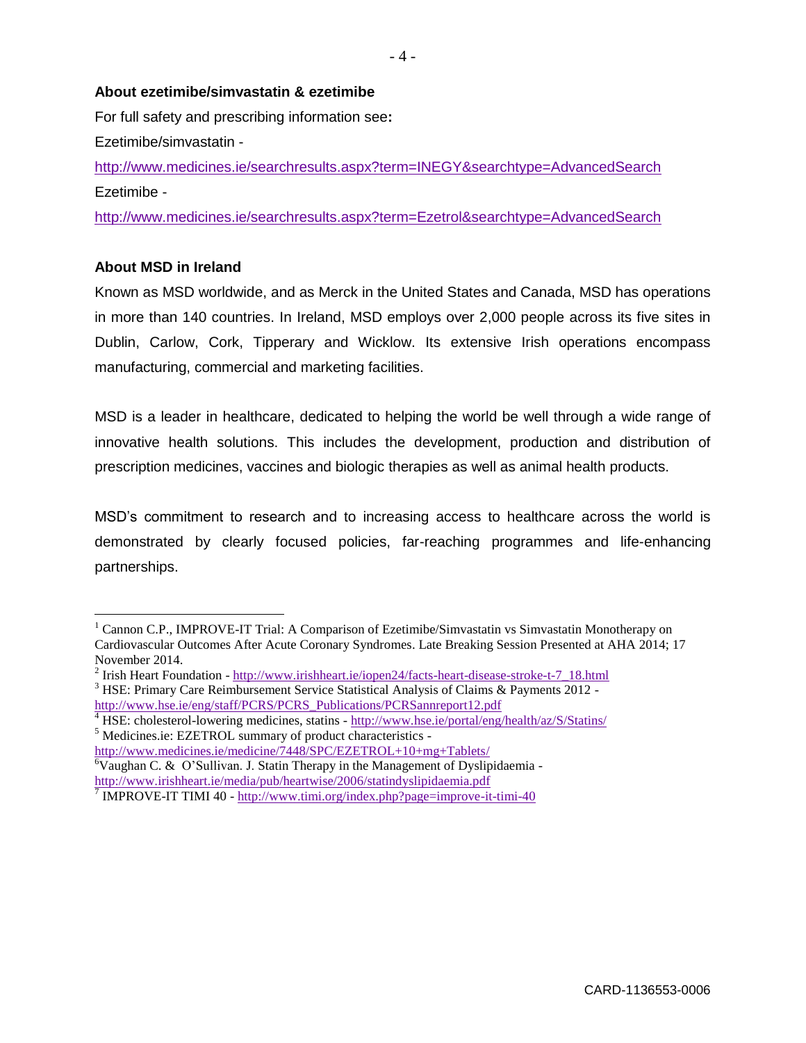**About ezetimibe/simvastatin & ezetimibe**

For full safety and prescribing information see**:**

Ezetimibe/simvastatin -

http://www.medicines.ie/searchresults.aspx?term=INEGY&searchtype=AdvancedSearch

Ezetimibe -

http://www.medicines.ie/searchresults.aspx?term=Ezetrol&searchtype=AdvancedSearch

**About MSD in Ireland**

Known as MSD worldwide, and as Merck in the United States and Canada, MSD has operations in more than 140 countries. In Ireland, MSD employs over 2,000 people across its five sites in Dublin, Carlow, Cork, Tipperary and Wicklow. Its extensive Irish operations encompass manufacturing, commercial and marketing facilities.

MSD is a leader in healthcare, dedicated to helping the world be well through a wide range of innovative health solutions. This includes the development, production and distribution of prescription medicines, vaccines and biologic therapies as well as animal health products.

MSD's commitment to research and to increasing access to healthcare across the world is demonstrated by clearly focused policies, far-reaching programmes and life-enhancing partnerships.

---

[1] Cannon C.P., IMPROVE-IT Trial: A Comparison of Ezetimibe/Simvastatin vs Simvastatin Monotherapy on Cardiovascular Outcomes After Acute Coronary Syndromes. Late Breaking Session Presented at AHA 2014; 17 November 2014.

[2] Irish Heart Foundation - http://www.irishheart.ie/iopen24/facts-heart-disease-stroke-t-7_18.html

[3] HSE: Primary Care Reimbursement Service Statistical Analysis of Claims & Payments 2012 - http://www.hse.ie/eng/staff/PCRS/PCRS_Publications/PCRSannreport12.pdf

[4] HSE: cholesterol-lowering medicines, statins - http://www.hse.ie/portal/eng/health/az/S/Statins/

[5] Medicines.ie: EZETROL summary of product characteristics - http://www.medicines.ie/medicine/7448/SPC/EZETROL+10+mg+Tablets/

[6] Vaughan C. & O'Sullivan. J. Statin Therapy in the Management of Dyslipidaemia - http://www.irishheart.ie/media/pub/heartwise/2006/statindyslipidaemia.pdf

[7] IMPROVE-IT TIMI 40 - http://www.timi.org/index.php?page=improve-it-timi-40

CARD-1136553-0006